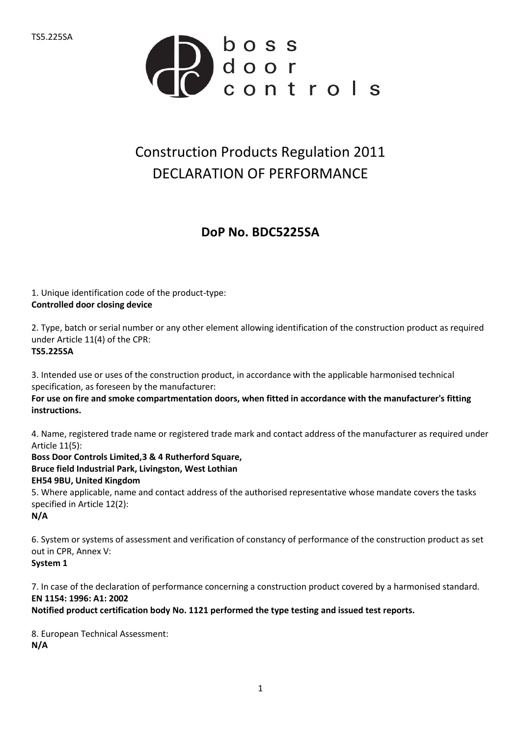TS5.225SA

boss door controls

# Construction Products Regulation 2011
# DECLARATION OF PERFORMANCE

## DoP No. BDC5225SA

1. Unique identification code of the product-type:
**Controlled door closing device**

2. Type, batch or serial number or any other element allowing identification of the construction product as required under Article 11(4) of the CPR:
**TS5.225SA**

3. Intended use or uses of the construction product, in accordance with the applicable harmonised technical specification, as foreseen by the manufacturer:
**For use on fire and smoke compartmentation doors, when fitted in accordance with the manufacturer's fitting instructions.**

4. Name, registered trade name or registered trade mark and contact address of the manufacturer as required under Article 11(5):
**Boss Door Controls Limited,3 & 4 Rutherford Square,**
**Bruce field Industrial Park, Livingston, West Lothian**
**EH54 9BU, United Kingdom**

5. Where applicable, name and contact address of the authorised representative whose mandate covers the tasks specified in Article 12(2):
**N/A**

6. System or systems of assessment and verification of constancy of performance of the construction product as set out in CPR, Annex V:
**System 1**

7. In case of the declaration of performance concerning a construction product covered by a harmonised standard.
**EN 1154: 1996: A1: 2002**
**Notified product certification body No. 1121 performed the type testing and issued test reports.**

8. European Technical Assessment:
**N/A**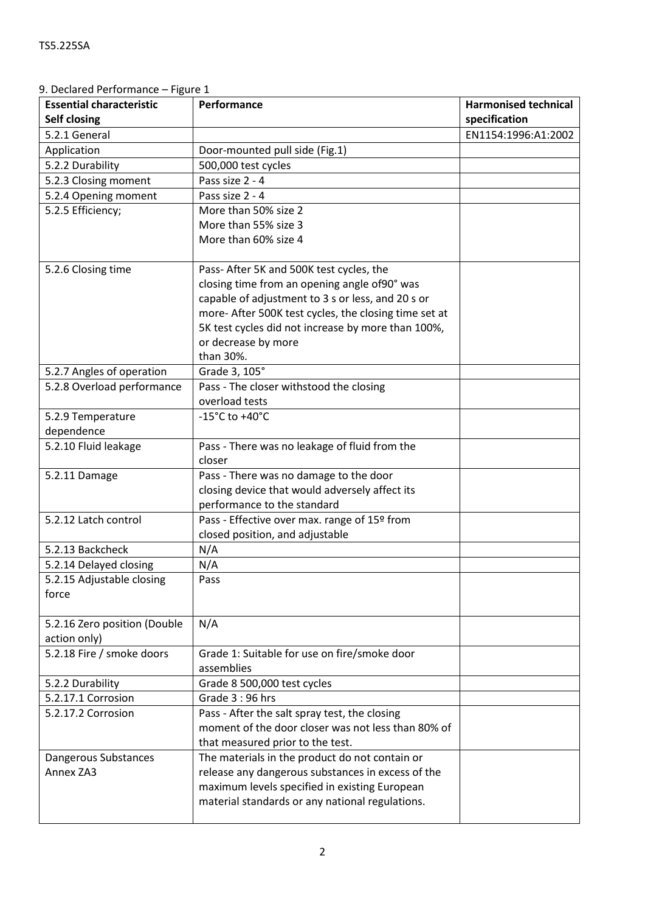9. Declared Performance – Figure 1

| Essential characteristic Self closing | Performance | Harmonised technical specification |
|---|---|---|
| 5.2.1 General | | EN1154:1996:A1:2002 |
| Application | Door-mounted pull side (Fig.1) | |
| 5.2.2 Durability | 500,000 test cycles | |
| 5.2.3 Closing moment | Pass size 2 - 4 | |
| 5.2.4 Opening moment | Pass size 2 - 4 | |
| 5.2.5 Efficiency; | More than 50% size 2<br>More than 55% size 3<br>More than 60% size 4 | |
| 5.2.6 Closing time | Pass- After 5K and 500K test cycles, the closing time from an opening angle of90° was capable of adjustment to 3 s or less, and 20 s or more- After 500K test cycles, the closing time set at 5K test cycles did not increase by more than 100%, or decrease by more than 30%. | |
| 5.2.7 Angles of operation | Grade 3, 105° | |
| 5.2.8 Overload performance | Pass - The closer withstood the closing overload tests | |
| 5.2.9 Temperature dependence | -15°C to +40°C | |
| 5.2.10 Fluid leakage | Pass - There was no leakage of fluid from the closer | |
| 5.2.11 Damage | Pass - There was no damage to the door closing device that would adversely affect its performance to the standard | |
| 5.2.12 Latch control | Pass - Effective over max. range of 15º from closed position, and adjustable | |
| 5.2.13 Backcheck | N/A | |
| 5.2.14 Delayed closing | N/A | |
| 5.2.15 Adjustable closing force | Pass | |
| 5.2.16 Zero position (Double action only) | N/A | |
| 5.2.18 Fire / smoke doors | Grade 1: Suitable for use on fire/smoke door assemblies | |
| 5.2.2 Durability | Grade 8 500,000 test cycles | |
| 5.2.17.1 Corrosion | Grade 3 : 96 hrs | |
| 5.2.17.2 Corrosion | Pass - After the salt spray test, the closing moment of the door closer was not less than 80% of that measured prior to the test. | |
| Dangerous Substances Annex ZA3 | The materials in the product do not contain or release any dangerous substances in excess of the maximum levels specified in existing European material standards or any national regulations. | |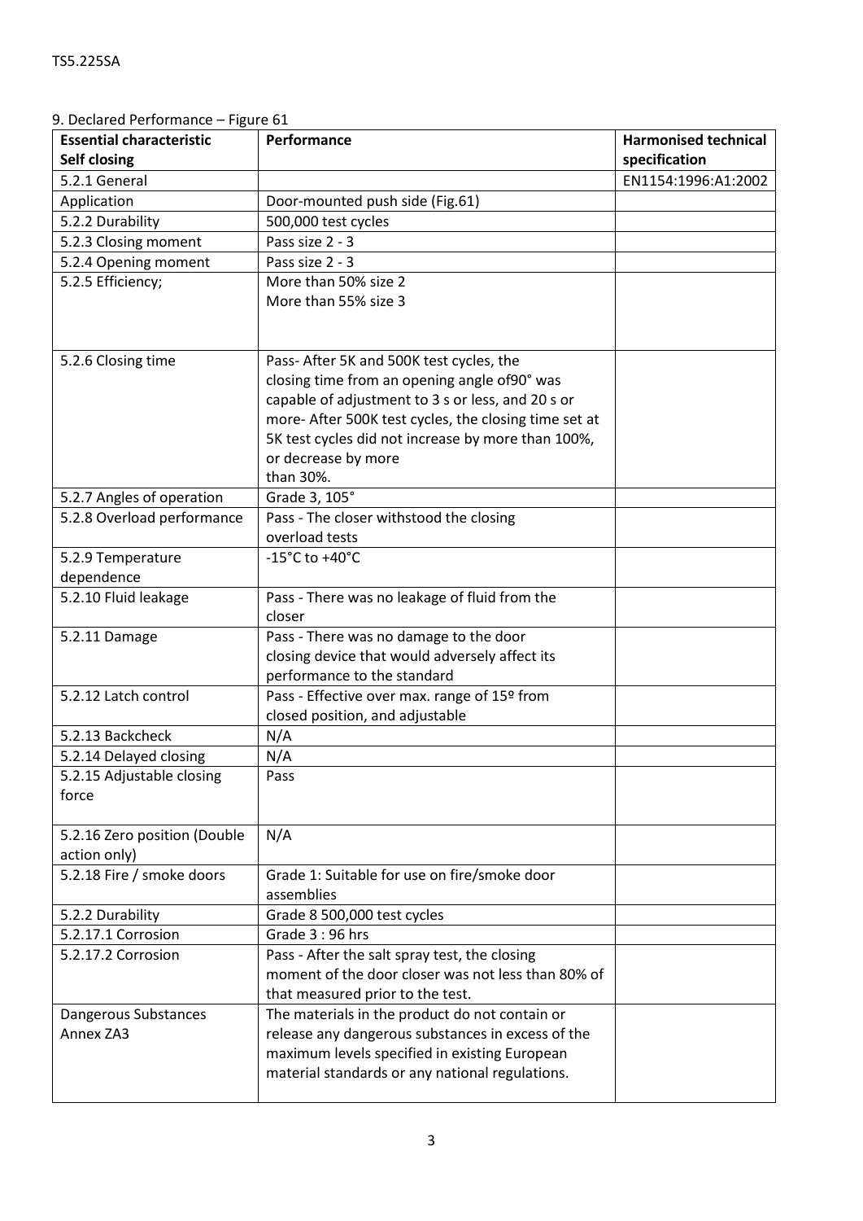9. Declared Performance – Figure 61

| **Essential characteristic Self closing** | **Performance** | **Harmonised technical specification** |
|---|---|---|
| 5.2.1 General | | EN1154:1996:A1:2002 |
| Application | Door-mounted push side (Fig.61) | |
| 5.2.2 Durability | 500,000 test cycles | |
| 5.2.3 Closing moment | Pass size 2 - 3 | |
| 5.2.4 Opening moment | Pass size 2 - 3 | |
| 5.2.5 Efficiency; | More than 50% size 2<br>More than 55% size 3 | |
| 5.2.6 Closing time | Pass- After 5K and 500K test cycles, the closing time from an opening angle of90° was capable of adjustment to 3 s or less, and 20 s or more- After 500K test cycles, the closing time set at 5K test cycles did not increase by more than 100%, or decrease by more than 30%. | |
| 5.2.7 Angles of operation | Grade 3, 105° | |
| 5.2.8 Overload performance | Pass - The closer withstood the closing overload tests | |
| 5.2.9 Temperature dependence | -15°C to +40°C | |
| 5.2.10 Fluid leakage | Pass - There was no leakage of fluid from the closer | |
| 5.2.11 Damage | Pass - There was no damage to the door closing device that would adversely affect its performance to the standard | |
| 5.2.12 Latch control | Pass - Effective over max. range of 15º from closed position, and adjustable | |
| 5.2.13 Backcheck | N/A | |
| 5.2.14 Delayed closing | N/A | |
| 5.2.15 Adjustable closing force | Pass | |
| 5.2.16 Zero position (Double action only) | N/A | |
| 5.2.18 Fire / smoke doors | Grade 1: Suitable for use on fire/smoke door assemblies | |
| 5.2.2 Durability | Grade 8 500,000 test cycles | |
| 5.2.17.1 Corrosion | Grade 3 : 96 hrs | |
| 5.2.17.2 Corrosion | Pass - After the salt spray test, the closing moment of the door closer was not less than 80% of that measured prior to the test. | |
| Dangerous Substances Annex ZA3 | The materials in the product do not contain or release any dangerous substances in excess of the maximum levels specified in existing European material standards or any national regulations. | |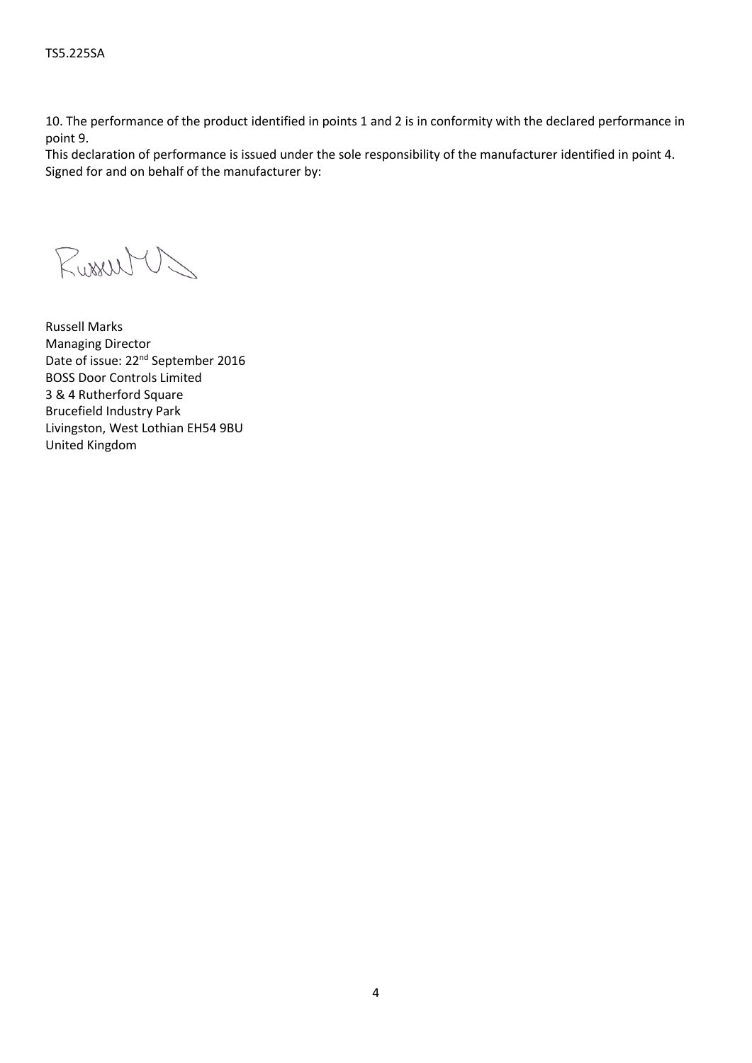10. The performance of the product identified in points 1 and 2 is in conformity with the declared performance in point 9.

This declaration of performance is issued under the sole responsibility of the manufacturer identified in point 4.

Signed for and on behalf of the manufacturer by:

Russell Marks
Managing Director
Date of issue: 22nd September 2016
BOSS Door Controls Limited
3 & 4 Rutherford Square
Brucefield Industry Park
Livingston, West Lothian EH54 9BU
United Kingdom